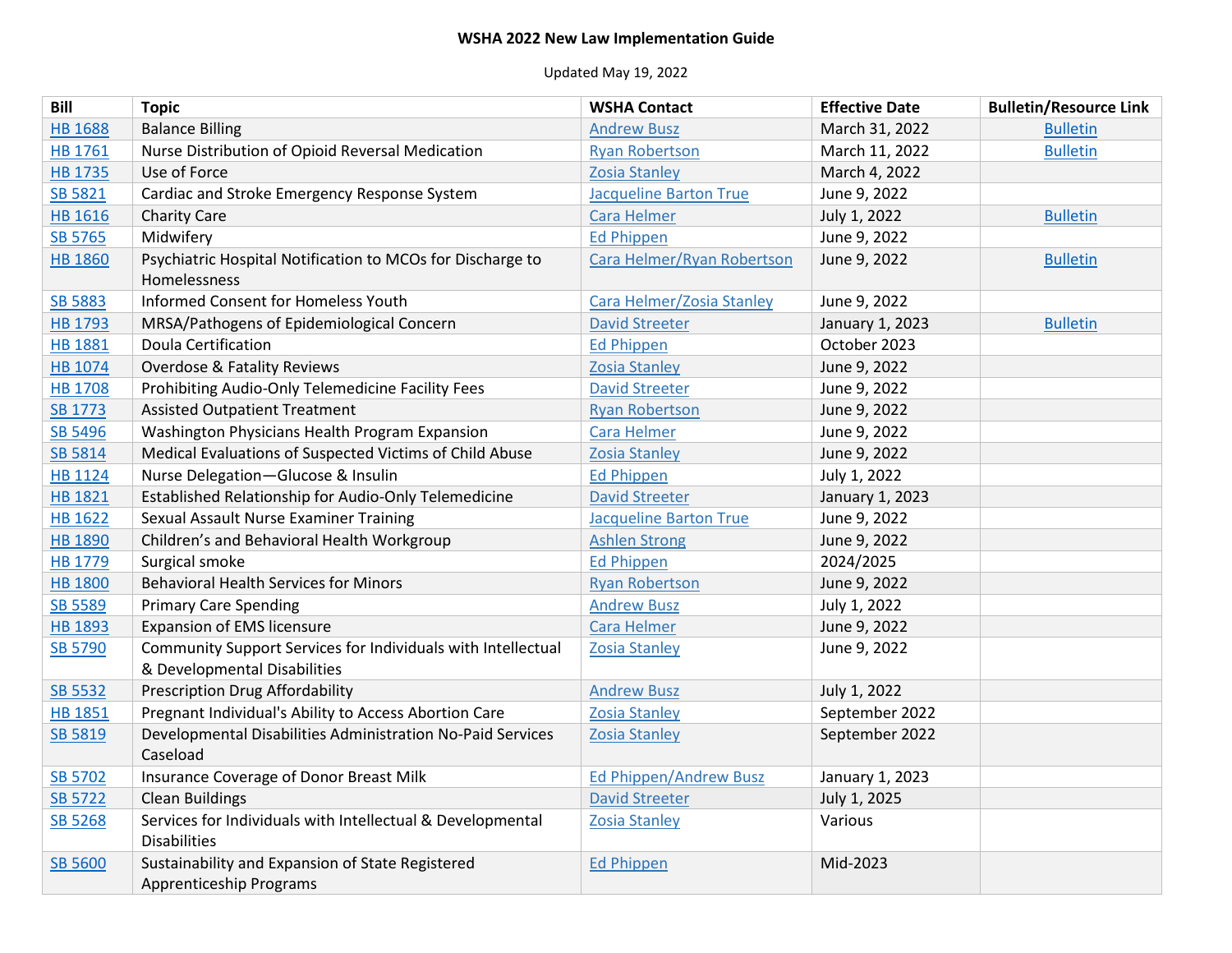**WSHA 2022 New Law Implementation Guide**

Updated May 19, 2022

| Bill | Topic | WSHA Contact | Effective Date | Bulletin/Resource Link |
|---|---|---|---|---|
| HB 1688 | Balance Billing | Andrew Busz | March 31, 2022 | Bulletin |
| HB 1761 | Nurse Distribution of Opioid Reversal Medication | Ryan Robertson | March 11, 2022 | Bulletin |
| HB 1735 | Use of Force | Zosia Stanley | March 4, 2022 | |
| SB 5821 | Cardiac and Stroke Emergency Response System | Jacqueline Barton True | June 9, 2022 | |
| HB 1616 | Charity Care | Cara Helmer | July 1, 2022 | Bulletin |
| SB 5765 | Midwifery | Ed Phippen | June 9, 2022 | |
| HB 1860 | Psychiatric Hospital Notification to MCOs for Discharge to Homelessness | Cara Helmer/Ryan Robertson | June 9, 2022 | Bulletin |
| SB 5883 | Informed Consent for Homeless Youth | Cara Helmer/Zosia Stanley | June 9, 2022 | |
| HB 1793 | MRSA/Pathogens of Epidemiological Concern | David Streeter | January 1, 2023 | Bulletin |
| HB 1881 | Doula Certification | Ed Phippen | October 2023 | |
| HB 1074 | Overdose & Fatality Reviews | Zosia Stanley | June 9, 2022 | |
| HB 1708 | Prohibiting Audio-Only Telemedicine Facility Fees | David Streeter | June 9, 2022 | |
| SB 1773 | Assisted Outpatient Treatment | Ryan Robertson | June 9, 2022 | |
| SB 5496 | Washington Physicians Health Program Expansion | Cara Helmer | June 9, 2022 | |
| SB 5814 | Medical Evaluations of Suspected Victims of Child Abuse | Zosia Stanley | June 9, 2022 | |
| HB 1124 | Nurse Delegation—Glucose & Insulin | Ed Phippen | July 1, 2022 | |
| HB 1821 | Established Relationship for Audio-Only Telemedicine | David Streeter | January 1, 2023 | |
| HB 1622 | Sexual Assault Nurse Examiner Training | Jacqueline Barton True | June 9, 2022 | |
| HB 1890 | Children's and Behavioral Health Workgroup | Ashlen Strong | June 9, 2022 | |
| HB 1779 | Surgical smoke | Ed Phippen | 2024/2025 | |
| HB 1800 | Behavioral Health Services for Minors | Ryan Robertson | June 9, 2022 | |
| SB 5589 | Primary Care Spending | Andrew Busz | July 1, 2022 | |
| HB 1893 | Expansion of EMS licensure | Cara Helmer | June 9, 2022 | |
| SB 5790 | Community Support Services for Individuals with Intellectual & Developmental Disabilities | Zosia Stanley | June 9, 2022 | |
| SB 5532 | Prescription Drug Affordability | Andrew Busz | July 1, 2022 | |
| HB 1851 | Pregnant Individual's Ability to Access Abortion Care | Zosia Stanley | September 2022 | |
| SB 5819 | Developmental Disabilities Administration No-Paid Services Caseload | Zosia Stanley | September 2022 | |
| SB 5702 | Insurance Coverage of Donor Breast Milk | Ed Phippen/Andrew Busz | January 1, 2023 | |
| SB 5722 | Clean Buildings | David Streeter | July 1, 2025 | |
| SB 5268 | Services for Individuals with Intellectual & Developmental Disabilities | Zosia Stanley | Various | |
| SB 5600 | Sustainability and Expansion of State Registered Apprenticeship Programs | Ed Phippen | Mid-2023 | |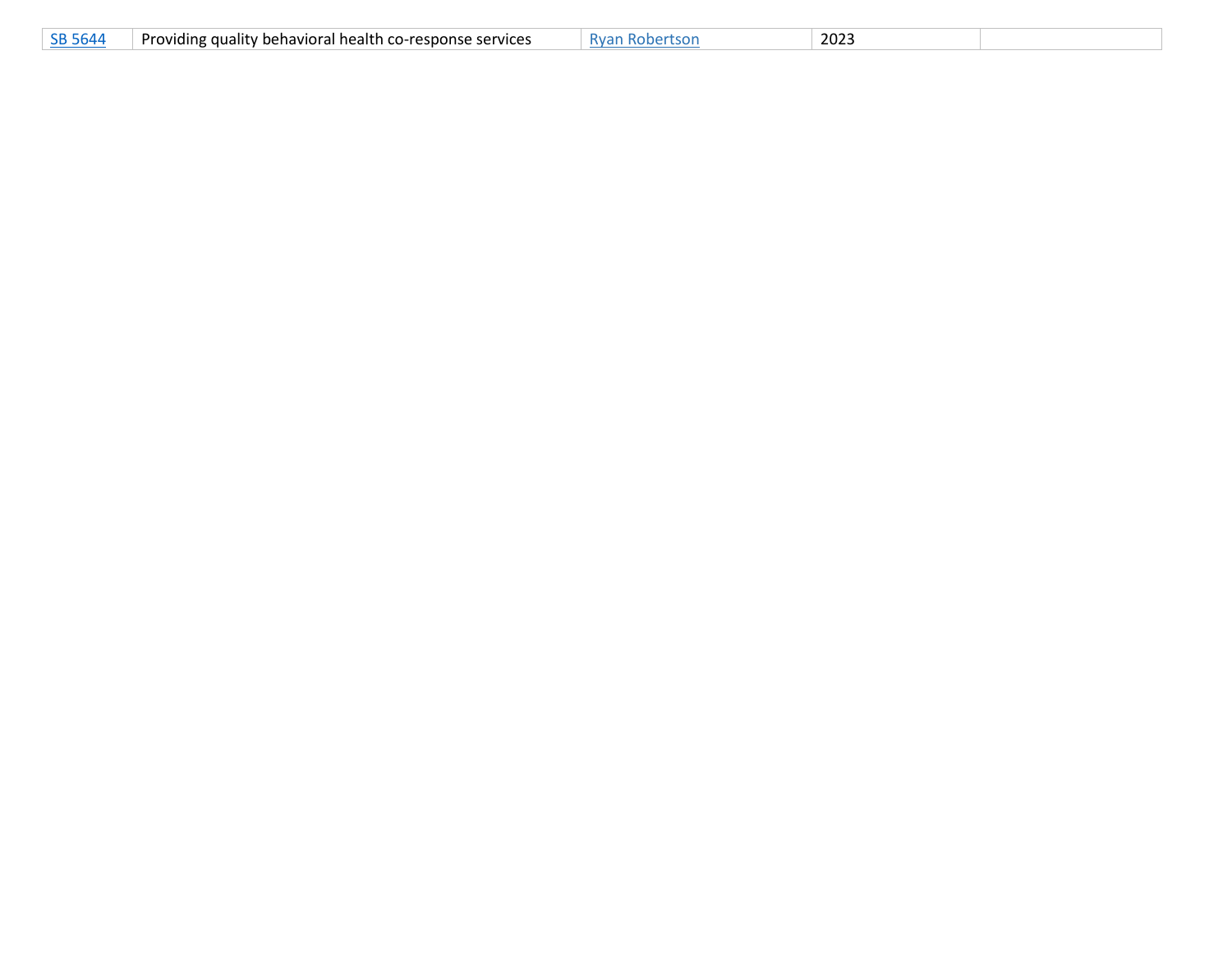| | | | | |
|---|---|---|---|---|
| SB 5644 | Providing quality behavioral health co-response services | Ryan Robertson | 2023 | |